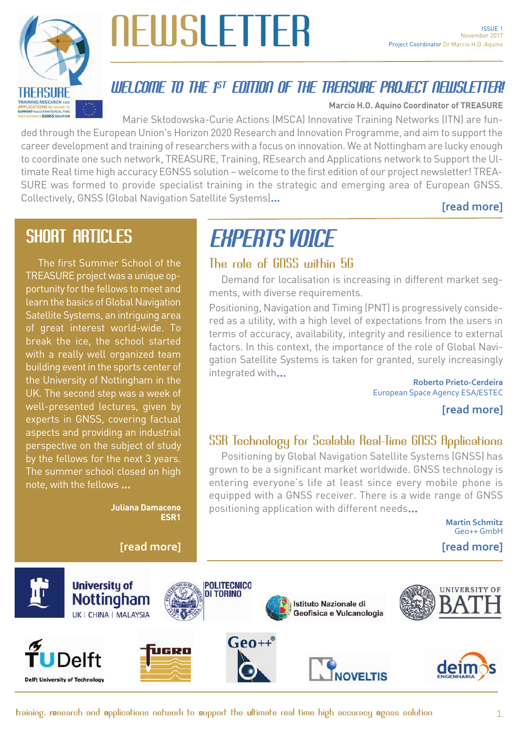# NEWSLETTER

ISSUE 1
November 2017
Project Coordinator Dr Marcio H.O. Aquino

## WELCOME TO THE 1ST EDITION OF THE TREASURE PROJECT NEWSLETTER!

**Marcio H.O. Aquino Coordinator of TREASURE**

Marie Skłodowska-Curie Actions (MSCA) Innovative Training Networks (ITN) are funded through the European Union's Horizon 2020 Research and Innovation Programme, and aim to support the career development and training of researchers with a focus on innovation. We at Nottingham are lucky enough to coordinate one such network, TREASURE, Training, REsearch and Applications network to Support the Ultimate Real time high accuracy EGNSS solution – welcome to the first edition of our project newsletter! TREASURE was formed to provide specialist training in the strategic and emerging area of European GNSS. Collectively, GNSS (Global Navigation Satellite Systems)...

**[read more]**

## SHORT ARTICLES

The first Summer School of the TREASURE project was a unique opportunity for the fellows to meet and learn the basics of Global Navigation Satellite Systems, an intriguing area of great interest world-wide. To break the ice, the school started with a really well organized team building event in the sports center of the University of Nottingham in the UK. The second step was a week of well-presented lectures, given by experts in GNSS, covering factual aspects and providing an industrial perspective on the subject of study by the fellows for the next 3 years. The summer school closed on high note, with the fellows ...

**Juliana Damaceno**
**ESR1**

**[read more]**

## EXPERTS VOICE

### The role of GNSS within 5G

Demand for localisation is increasing in different market segments, with diverse requirements.

Positioning, Navigation and Timing (PNT) is progressively considered as a utility, with a high level of expectations from the users in terms of accuracy, availability, integrity and resilience to external factors. In this context, the importance of the role of Global Navigation Satellite Systems is taken for granted, surely increasingly integrated with...

**Roberto Prieto-Cerdeira**
European Space Agency ESA/ESTEC

**[read more]**

### SSR Technology for Scalable Real-Time GNSS Applications

Positioning by Global Navigation Satellite Systems (GNSS) has grown to be a significant market worldwide. GNSS technology is entering everyone's life at least since every mobile phone is equipped with a GNSS receiver. There is a wide range of GNSS positioning application with different needs...

**Martin Schmitz**
Geo++ GmbH

**[read more]**

University of Nottingham UK | CHINA | MALAYSIA — Politecnico di Torino — Istituto Nazionale di Geofisica e Vulcanologia — University of Bath — TU Delft Delft University of Technology — Fugro — Geo++ — Noveltis — Deimos Engenharia

training, research and applications network to support the ultimate real time high accuracy egnss solution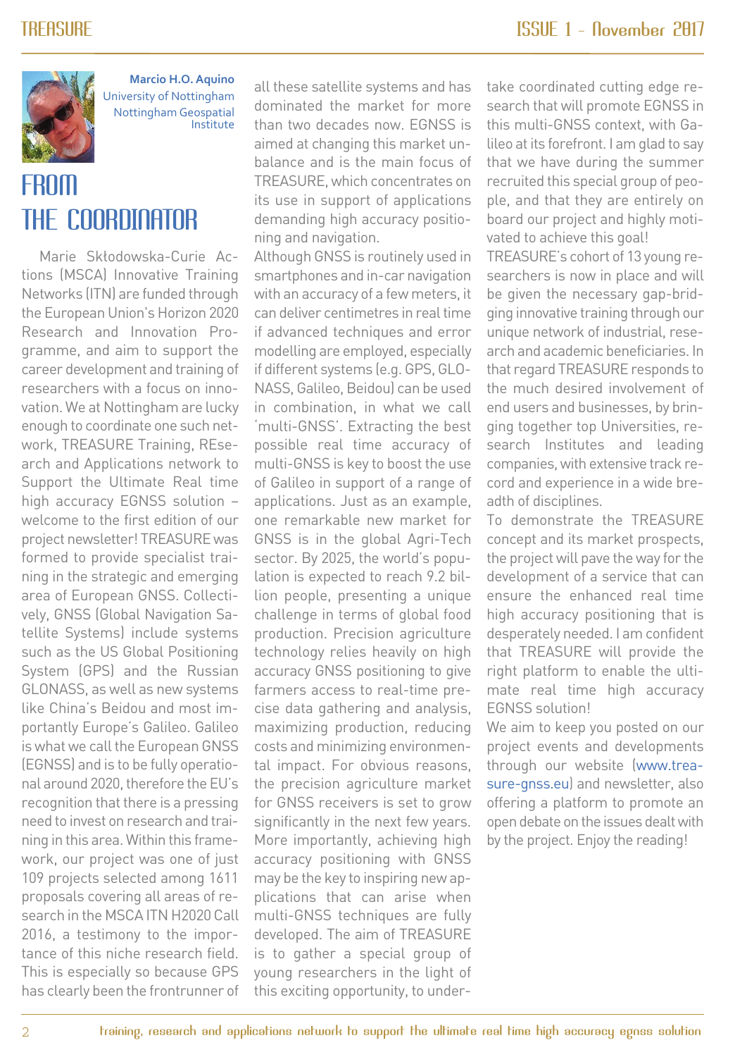**Marcio H.O. Aquino**
University of Nottingham
Nottingham Geospatial Institute

# FROM THE COORDINATOR

Marie Skłodowska-Curie Actions (MSCA) Innovative Training Networks (ITN) are funded through the European Union's Horizon 2020 Research and Innovation Programme, and aim to support the career development and training of researchers with a focus on innovation. We at Nottingham are lucky enough to coordinate one such network, TREASURE Training, REsearch and Applications network to Support the Ultimate Real time high accuracy EGNSS solution – welcome to the first edition of our project newsletter! TREASURE was formed to provide specialist training in the strategic and emerging area of European GNSS. Collectively, GNSS (Global Navigation Satellite Systems) include systems such as the US Global Positioning System (GPS) and the Russian GLONASS, as well as new systems like China's Beidou and most importantly Europe's Galileo. Galileo is what we call the European GNSS (EGNSS) and is to be fully operational around 2020, therefore the EU's recognition that there is a pressing need to invest on research and training in this area. Within this framework, our project was one of just 109 projects selected among 1611 proposals covering all areas of research in the MSCA ITN H2020 Call 2016, a testimony to the importance of this niche research field. This is especially so because GPS has clearly been the frontrunner of all these satellite systems and has dominated the market for more than two decades now. EGNSS is aimed at changing this market unbalance and is the main focus of TREASURE, which concentrates on its use in support of applications demanding high accuracy positioning and navigation.

Although GNSS is routinely used in smartphones and in-car navigation with an accuracy of a few meters, it can deliver centimetres in real time if advanced techniques and error modelling are employed, especially if different systems (e.g. GPS, GLONASS, Galileo, Beidou) can be used in combination, in what we call 'multi-GNSS'. Extracting the best possible real time accuracy of multi-GNSS is key to boost the use of Galileo in support of a range of applications. Just as an example, one remarkable new market for GNSS is in the global Agri-Tech sector. By 2025, the world's population is expected to reach 9.2 billion people, presenting a unique challenge in terms of global food production. Precision agriculture technology relies heavily on high accuracy GNSS positioning to give farmers access to real-time precise data gathering and analysis, maximizing production, reducing costs and minimizing environmental impact. For obvious reasons, the precision agriculture market for GNSS receivers is set to grow significantly in the next few years. More importantly, achieving high accuracy positioning with GNSS may be the key to inspiring new applications that can arise when multi-GNSS techniques are fully developed. The aim of TREASURE is to gather a special group of young researchers in the light of this exciting opportunity, to undertake coordinated cutting edge research that will promote EGNSS in this multi-GNSS context, with Galileo at its forefront. I am glad to say that we have during the summer recruited this special group of people, and that they are entirely on board our project and highly motivated to achieve this goal!

TREASURE's cohort of 13 young researchers is now in place and will be given the necessary gap-bridging innovative training through our unique network of industrial, research and academic beneficiaries. In that regard TREASURE responds to the much desired involvement of end users and businesses, by bringing together top Universities, research Institutes and leading companies, with extensive track record and experience in a wide breadth of disciplines.

To demonstrate the TREASURE concept and its market prospects, the project will pave the way for the development of a service that can ensure the enhanced real time high accuracy positioning that is desperately needed. I am confident that TREASURE will provide the right platform to enable the ultimate real time high accuracy EGNSS solution!

We aim to keep you posted on our project events and developments through our website (www.treasure-gnss.eu) and newsletter, also offering a platform to promote an open debate on the issues dealt with by the project. Enjoy the reading!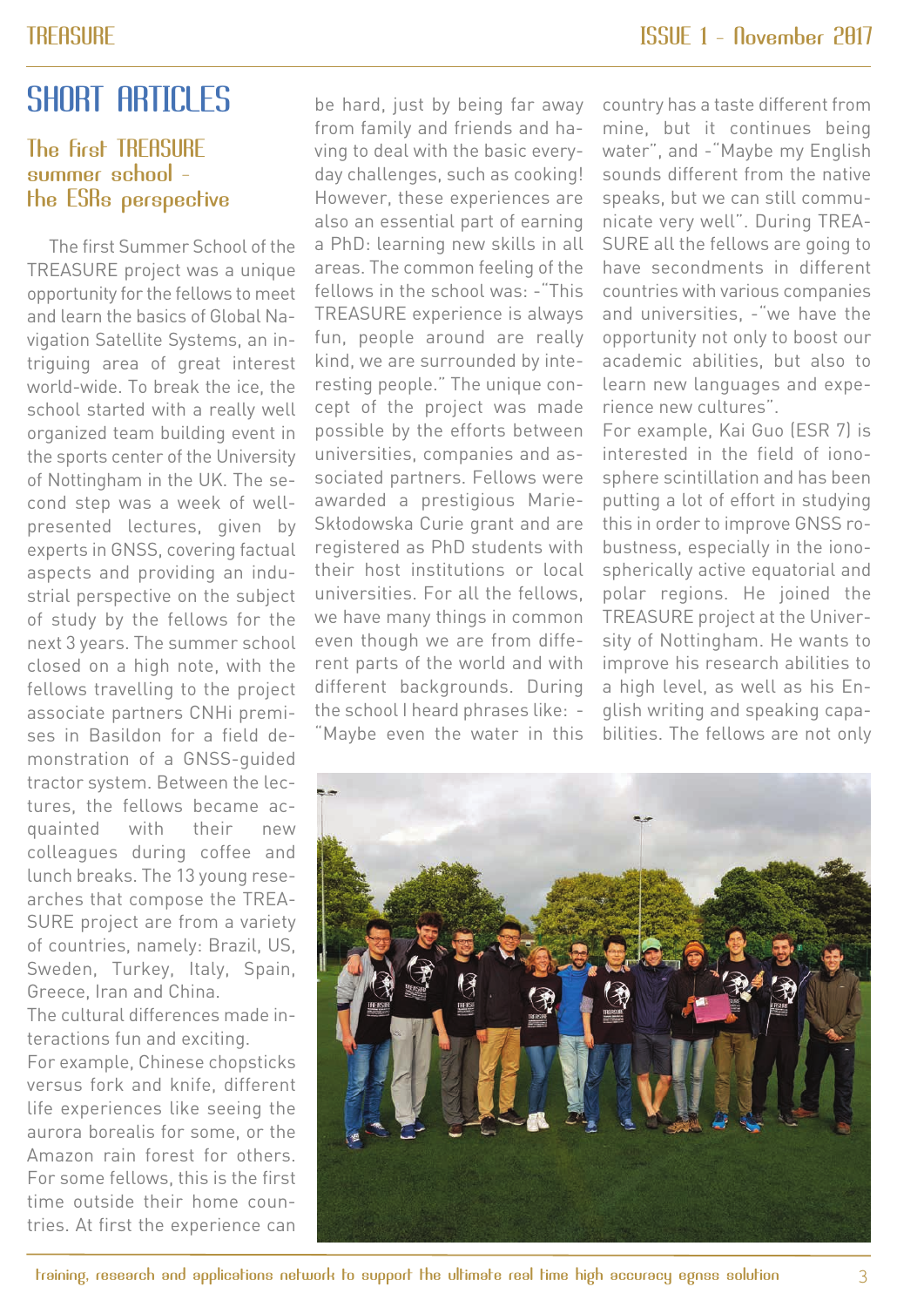# SHORT ARTICLES

## The first TREASURE summer school - the ESRs perspective

The first Summer School of the TREASURE project was a unique opportunity for the fellows to meet and learn the basics of Global Navigation Satellite Systems, an intriguing area of great interest world-wide. To break the ice, the school started with a really well organized team building event in the sports center of the University of Nottingham in the UK. The second step was a week of well-presented lectures, given by experts in GNSS, covering factual aspects and providing an industrial perspective on the subject of study by the fellows for the next 3 years. The summer school closed on a high note, with the fellows travelling to the project associate partners CNHi premises in Basildon for a field demonstration of a GNSS-guided tractor system. Between the lectures, the fellows became acquainted with their new colleagues during coffee and lunch breaks. The 13 young researches that compose the TREASURE project are from a variety of countries, namely: Brazil, US, Sweden, Turkey, Italy, Spain, Greece, Iran and China.

The cultural differences made interactions fun and exciting.

For example, Chinese chopsticks versus fork and knife, different life experiences like seeing the aurora borealis for some, or the Amazon rain forest for others. For some fellows, this is the first time outside their home countries. At first the experience can be hard, just by being far away from family and friends and having to deal with the basic everyday challenges, such as cooking! However, these experiences are also an essential part of earning a PhD: learning new skills in all areas. The common feeling of the fellows in the school was: -"This TREASURE experience is always fun, people around are really kind, we are surrounded by interesting people." The unique concept of the project was made possible by the efforts between universities, companies and associated partners. Fellows were awarded a prestigious Marie-Skłodowska Curie grant and are registered as PhD students with their host institutions or local universities. For all the fellows, we have many things in common even though we are from different parts of the world and with different backgrounds. During the school I heard phrases like: -"Maybe even the water in this country has a taste different from mine, but it continues being water", and -"Maybe my English sounds different from the native speaks, but we can still communicate very well". During TREASURE all the fellows are going to have secondments in different countries with various companies and universities, -"we have the opportunity not only to boost our academic abilities, but also to learn new languages and experience new cultures".

For example, Kai Guo (ESR 7) is interested in the field of ionosphere scintillation and has been putting a lot of effort in studying this in order to improve GNSS robustness, especially in the ionospherically active equatorial and polar regions. He joined the TREASURE project at the University of Nottingham. He wants to improve his research abilities to a high level, as well as his English writing and speaking capabilities. The fellows are not only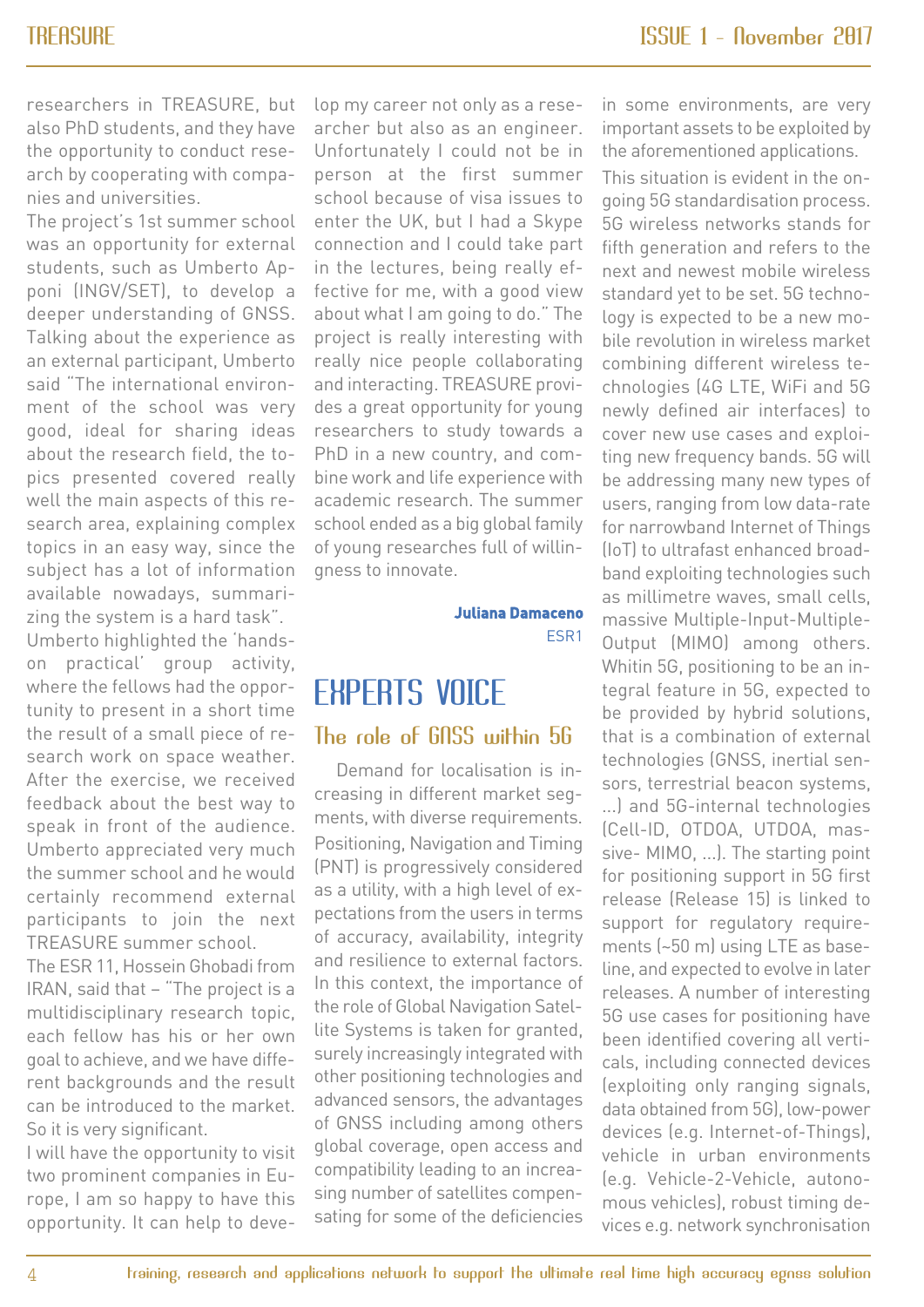researchers in TREASURE, but also PhD students, and they have the opportunity to conduct research by cooperating with companies and universities.

The project's 1st summer school was an opportunity for external students, such as Umberto Apponi (INGV/SET), to develop a deeper understanding of GNSS. Talking about the experience as an external participant, Umberto said "The international environment of the school was very good, ideal for sharing ideas about the research field, the topics presented covered really well the main aspects of this research area, explaining complex topics in an easy way, since the subject has a lot of information available nowadays, summarizing the system is a hard task".

Umberto highlighted the 'hands-on practical' group activity, where the fellows had the opportunity to present in a short time the result of a small piece of research work on space weather. After the exercise, we received feedback about the best way to speak in front of the audience. Umberto appreciated very much the summer school and he would certainly recommend external participants to join the next TREASURE summer school.

The ESR 11, Hossein Ghobadi from IRAN, said that – "The project is a multidisciplinary research topic, each fellow has his or her own goal to achieve, and we have different backgrounds and the result can be introduced to the market. So it is very significant.

I will have the opportunity to visit two prominent companies in Europe, I am so happy to have this opportunity. It can help to develop my career not only as a researcher but also as an engineer. Unfortunately I could not be in person at the first summer school because of visa issues to enter the UK, but I had a Skype connection and I could take part in the lectures, being really effective for me, with a good view about what I am going to do." The project is really interesting with really nice people collaborating and interacting. TREASURE provides a great opportunity for young researchers to study towards a PhD in a new country, and combine work and life experience with academic research. The summer school ended as a big global family of young researches full of willingness to innovate.

**Juliana Damaceno**
ESR1

# EXPERTS VOICE

## The role of GNSS within 5G

Demand for localisation is increasing in different market segments, with diverse requirements. Positioning, Navigation and Timing (PNT) is progressively considered as a utility, with a high level of expectations from the users in terms of accuracy, availability, integrity and resilience to external factors. In this context, the importance of the role of Global Navigation Satellite Systems is taken for granted, surely increasingly integrated with other positioning technologies and advanced sensors, the advantages of GNSS including among others global coverage, open access and compatibility leading to an increasing number of satellites compensating for some of the deficiencies in some environments, are very important assets to be exploited by the aforementioned applications.

This situation is evident in the ongoing 5G standardisation process. 5G wireless networks stands for fifth generation and refers to the next and newest mobile wireless standard yet to be set. 5G technology is expected to be a new mobile revolution in wireless market combining different wireless technologies (4G LTE, WiFi and 5G newly defined air interfaces) to cover new use cases and exploiting new frequency bands. 5G will be addressing many new types of users, ranging from low data-rate for narrowband Internet of Things (IoT) to ultrafast enhanced broadband exploiting technologies such as millimetre waves, small cells, massive Multiple-Input-Multiple-Output (MIMO) among others. Whitin 5G, positioning to be an integral feature in 5G, expected to be provided by hybrid solutions, that is a combination of external technologies (GNSS, inertial sensors, terrestrial beacon systems, ...) and 5G-internal technologies (Cell-ID, OTDOA, UTDOA, massive- MIMO, ...). The starting point for positioning support in 5G first release (Release 15) is linked to support for regulatory requirements (~50 m) using LTE as baseline, and expected to evolve in later releases. A number of interesting 5G use cases for positioning have been identified covering all verticals, including connected devices (exploiting only ranging signals, data obtained from 5G), low-power devices (e.g. Internet-of-Things), vehicle in urban environments (e.g. Vehicle-2-Vehicle, autonomous vehicles), robust timing devices e.g. network synchronisation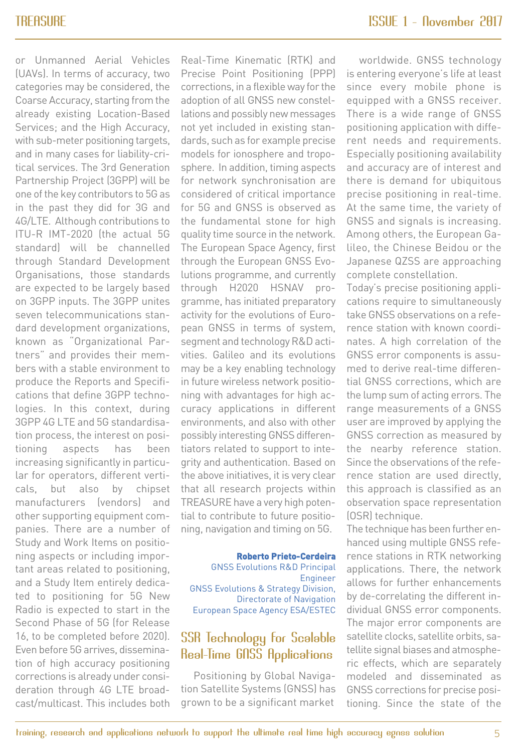or Unmanned Aerial Vehicles (UAVs). In terms of accuracy, two categories may be considered, the Coarse Accuracy, starting from the already existing Location-Based Services; and the High Accuracy, with sub-meter positioning targets, and in many cases for liability-critical services. The 3rd Generation Partnership Project (3GPP) will be one of the key contributors to 5G as in the past they did for 3G and 4G/LTE. Although contributions to ITU-R IMT-2020 (the actual 5G standard) will be channelled through Standard Development Organisations, those standards are expected to be largely based on 3GPP inputs. The 3GPP unites seven telecommunications standard development organizations, known as "Organizational Partners" and provides their members with a stable environment to produce the Reports and Specifications that define 3GPP technologies. In this context, during 3GPP 4G LTE and 5G standardisation process, the interest on positioning aspects has been increasing significantly in particular for operators, different verticals, but also by chipset manufacturers (vendors) and other supporting equipment companies. There are a number of Study and Work Items on positioning aspects or including important areas related to positioning, and a Study Item entirely dedicated to positioning for 5G New Radio is expected to start in the Second Phase of 5G (for Release 16, to be completed before 2020). Even before 5G arrives, dissemination of high accuracy positioning corrections is already under consideration through 4G LTE broadcast/multicast. This includes both Real-Time Kinematic (RTK) and Precise Point Positioning (PPP) corrections, in a flexible way for the adoption of all GNSS new constellations and possibly new messages not yet included in existing standards, such as for example precise models for ionosphere and troposphere. In addition, timing aspects for network synchronisation are considered of critical importance for 5G and GNSS is observed as the fundamental stone for high quality time source in the network. The European Space Agency, first through the European GNSS Evolutions programme, and currently through H2020 HSNAV programme, has initiated preparatory activity for the evolutions of European GNSS in terms of system, segment and technology R&D activities. Galileo and its evolutions may be a key enabling technology in future wireless network positioning with advantages for high accuracy applications in different environments, and also with other possibly interesting GNSS differentiators related to support to integrity and authentication. Based on the above initiatives, it is very clear that all research projects within TREASURE have a very high potential to contribute to future positioning, navigation and timing on 5G.

**Roberto Prieto-Cerdeira**
GNSS Evolutions R&D Principal Engineer
GNSS Evolutions & Strategy Division, Directorate of Navigation
European Space Agency ESA/ESTEC

## SSR Technology For Scalable Real-Time GNSS Applications

Positioning by Global Navigation Satellite Systems (GNSS) has grown to be a significant market worldwide. GNSS technology is entering everyone's life at least since every mobile phone is equipped with a GNSS receiver. There is a wide range of GNSS positioning application with different needs and requirements. Especially positioning availability and accuracy are of interest and there is demand for ubiquitous precise positioning in real-time. At the same time, the variety of GNSS and signals is increasing. Among others, the European Galileo, the Chinese Beidou or the Japanese QZSS are approaching complete constellation.

Today's precise positioning applications require to simultaneously take GNSS observations on a reference station with known coordinates. A high correlation of the GNSS error components is assumed to derive real-time differential GNSS corrections, which are the lump sum of acting errors. The range measurements of a GNSS user are improved by applying the GNSS correction as measured by the nearby reference station. Since the observations of the reference station are used directly, this approach is classified as an observation space representation (OSR) technique.

The technique has been further enhanced using multiple GNSS reference stations in RTK networking applications. There, the network allows for further enhancements by de-correlating the different individual GNSS error components. The major error components are satellite clocks, satellite orbits, satellite signal biases and atmospheric effects, which are separately modeled and disseminated as GNSS corrections for precise positioning. Since the state of the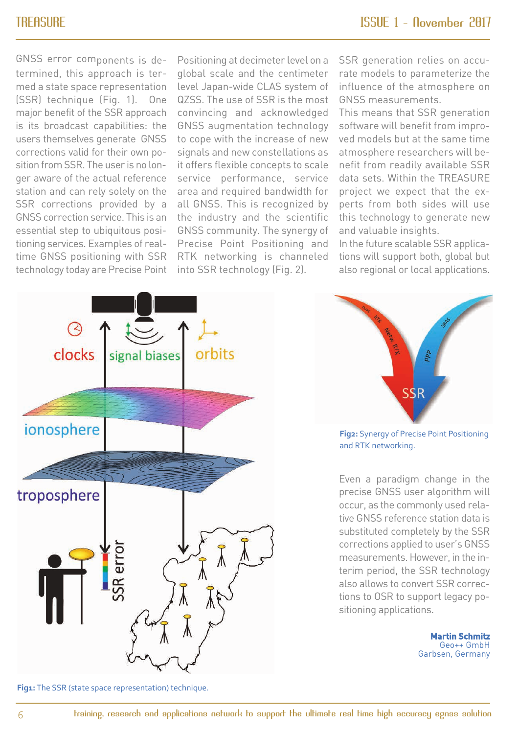GNSS error components is determined, this approach is termed a state space representation (SSR) technique (Fig. 1). One major benefit of the SSR approach is its broadcast capabilities: the users themselves generate GNSS corrections valid for their own position from SSR. The user is no longer aware of the actual reference station and can rely solely on the SSR corrections provided by a GNSS correction service. This is an essential step to ubiquitous positioning services. Examples of real-time GNSS positioning with SSR technology today are Precise Point Positioning at decimeter level on a global scale and the centimeter level Japan-wide CLAS system of QZSS. The use of SSR is the most convincing and acknowledged GNSS augmentation technology to cope with the increase of new signals and new constellations as it offers flexible concepts to scale service performance, service area and required bandwidth for all GNSS. This is recognized by the industry and the scientific GNSS community. The synergy of Precise Point Positioning and RTK networking is channeled into SSR technology (Fig. 2).

SSR generation relies on accurate models to parameterize the influence of the atmosphere on GNSS measurements.

This means that SSR generation software will benefit from improved models but at the same time atmosphere researchers will benefit from readily available SSR data sets. Within the TREASURE project we expect that the experts from both sides will use this technology to generate new and valuable insights.

In the future scalable SSR applications will support both, global but also regional or local applications.

**Fig1:** The SSR (state space representation) technique.

**Fig2:** Synergy of Precise Point Positioning and RTK networking.

Even a paradigm change in the precise GNSS user algorithm will occur, as the commonly used relative GNSS reference station data is substituted completely by the SSR corrections applied to user's GNSS measurements. However, in the interim period, the SSR technology also allows to convert SSR corrections to OSR to support legacy positioning applications.

**Martin Schmitz**
Geo++ GmbH
Garbsen, Germany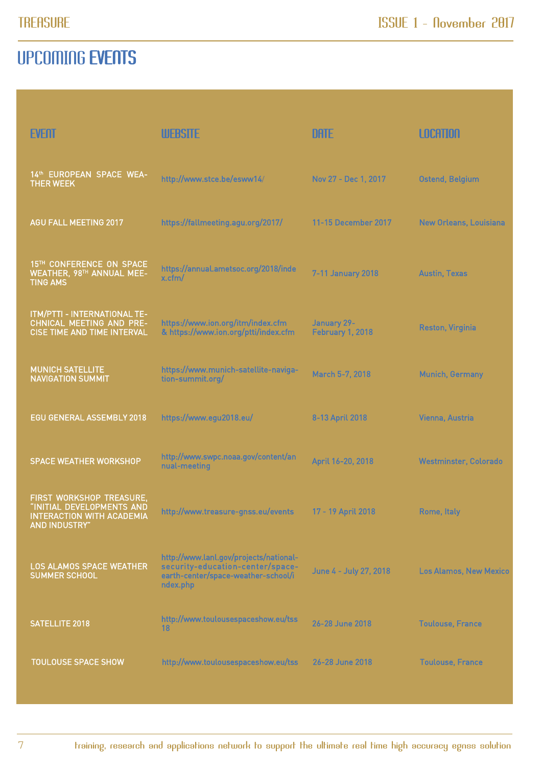# UPCOMING EVENTS

| EVENT | WEBSITE | DATE | LOCATION |
|---|---|---|---|
| 14th EUROPEAN SPACE WEATHER WEEK | http://www.stce.be/esww14/ | Nov 27 - Dec 1, 2017 | Ostend, Belgium |
| AGU FALL MEETING 2017 | https://fallmeeting.agu.org/2017/ | 11-15 December 2017 | New Orleans, Louisiana |
| 15TH CONFERENCE ON SPACE WEATHER, 98TH ANNUAL MEETING AMS | https://annual.ametsoc.org/2018/index.cfm/ | 7-11 January 2018 | Austin, Texas |
| ITM/PTTI - INTERNATIONAL TECHNICAL MEETING AND PRECISE TIME AND TIME INTERVAL | https://www.ion.org/itm/index.cfm & https://www.ion.org/ptti/index.cfm | January 29- February 1, 2018 | Reston, Virginia |
| MUNICH SATELLITE NAVIGATION SUMMIT | https://www.munich-satellite-navigation-summit.org/ | March 5-7, 2018 | Munich, Germany |
| EGU GENERAL ASSEMBLY 2018 | https://www.egu2018.eu/ | 8-13 April 2018 | Vienna, Austria |
| SPACE WEATHER WORKSHOP | http://www.swpc.noaa.gov/content/annual-meeting | April 16-20, 2018 | Westminster, Colorado |
| FIRST WORKSHOP TREASURE, "INITIAL DEVELOPMENTS AND INTERACTION WITH ACADEMIA AND INDUSTRY" | http://www.treasure-gnss.eu/events | 17 - 19 April 2018 | Rome, Italy |
| LOS ALAMOS SPACE WEATHER SUMMER SCHOOL | http://www.lanl.gov/projects/national-security-education-center/space-earth-center/space-weather-school/index.php | June 4 - July 27, 2018 | Los Alamos, New Mexico |
| SATELLITE 2018 | http://www.toulousespaceshow.eu/tss18 | 26-28 June 2018 | Toulouse, France |
| TOULOUSE SPACE SHOW | http://www.toulousespaceshow.eu/tss | 26-28 June 2018 | Toulouse, France |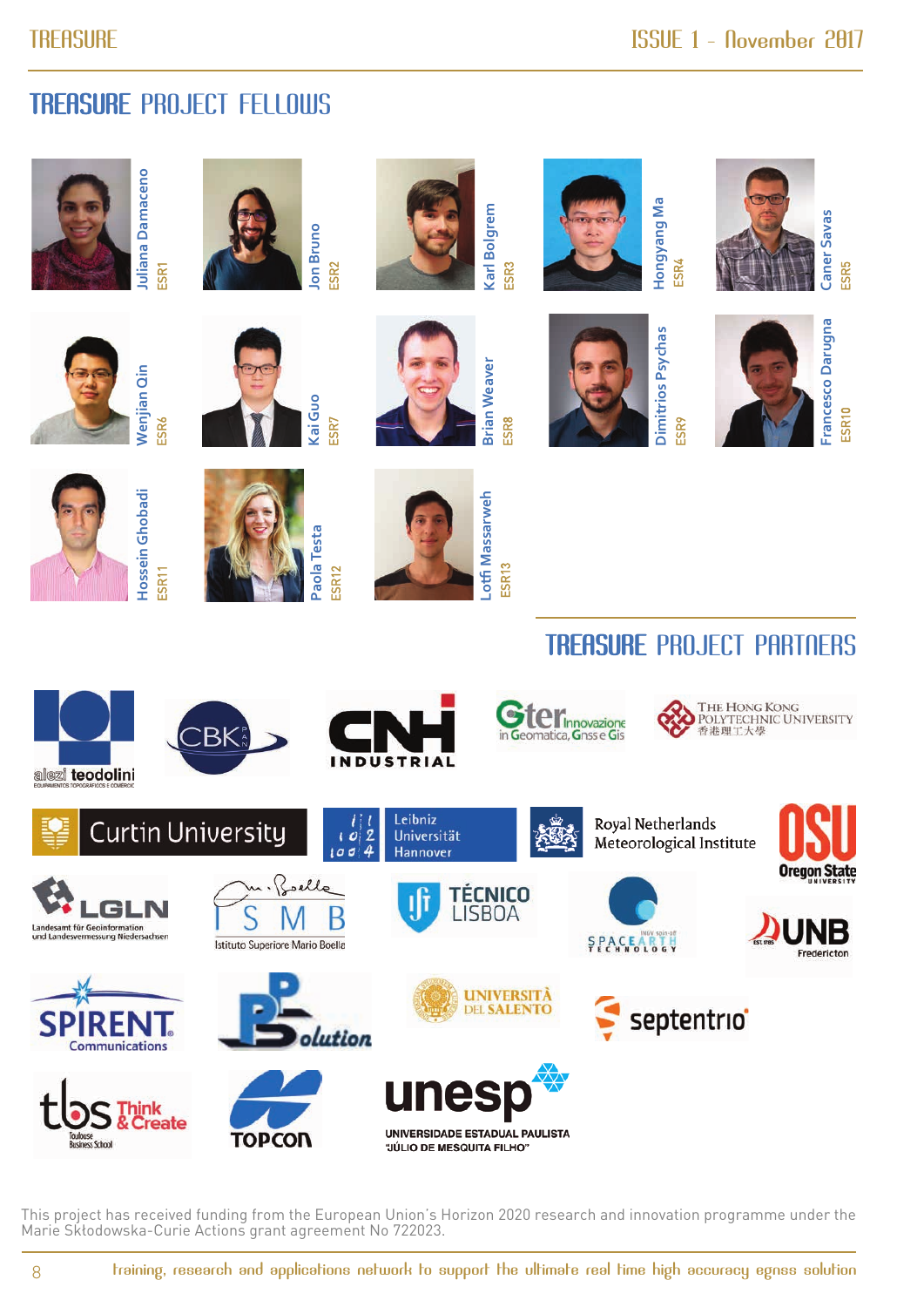## TREASURE PROJECT FELLOWS

Juliana Damaceno
ESR1

Jon Bruno
ESR2

Karl Bolgrem
ESR3

Hongyang Ma
ESR4

Caner Savas
ESR5

Wenjian Qin
ESR6

Kai Guo
ESR7

Brian Weaver
ESR8

Dimitrios Psychas
ESR9

Francesco Darugna
ESR10

Hossein Ghobadi
ESR11

Paola Testa
ESR12

Lotfi Massarweh
ESR13

## TREASURE PROJECT PARTNERS

alezi teodolini

CBK PAN

CNH INDUSTRIAL

Gter Innovazione in Geomatica, Gnss e Gis

The Hong Kong Polytechnic University 香港理工大學

Curtin University

Leibniz Universität Hannover

Royal Netherlands Meteorological Institute

Oregon State University

LGLN Landesamt für Geoinformation und Landesvermessung Niedersachsen

ISMB Istituto Superiore Mario Boella

TÉCNICO LISBOA

SPACEARTH TECHNOLOGY INGV spin-off

UNB Fredericton

SPIRENT Communications

PPSolution

UNIVERSITÀ DEL SALENTO

septentrio

tbs Think & Create Toulouse Business School

TOPCON

unesp UNIVERSIDADE ESTADUAL PAULISTA "JÚLIO DE MESQUITA FILHO"

This project has received funding from the European Union's Horizon 2020 research and innovation programme under the Marie Skłodowska-Curie Actions grant agreement No 722023.